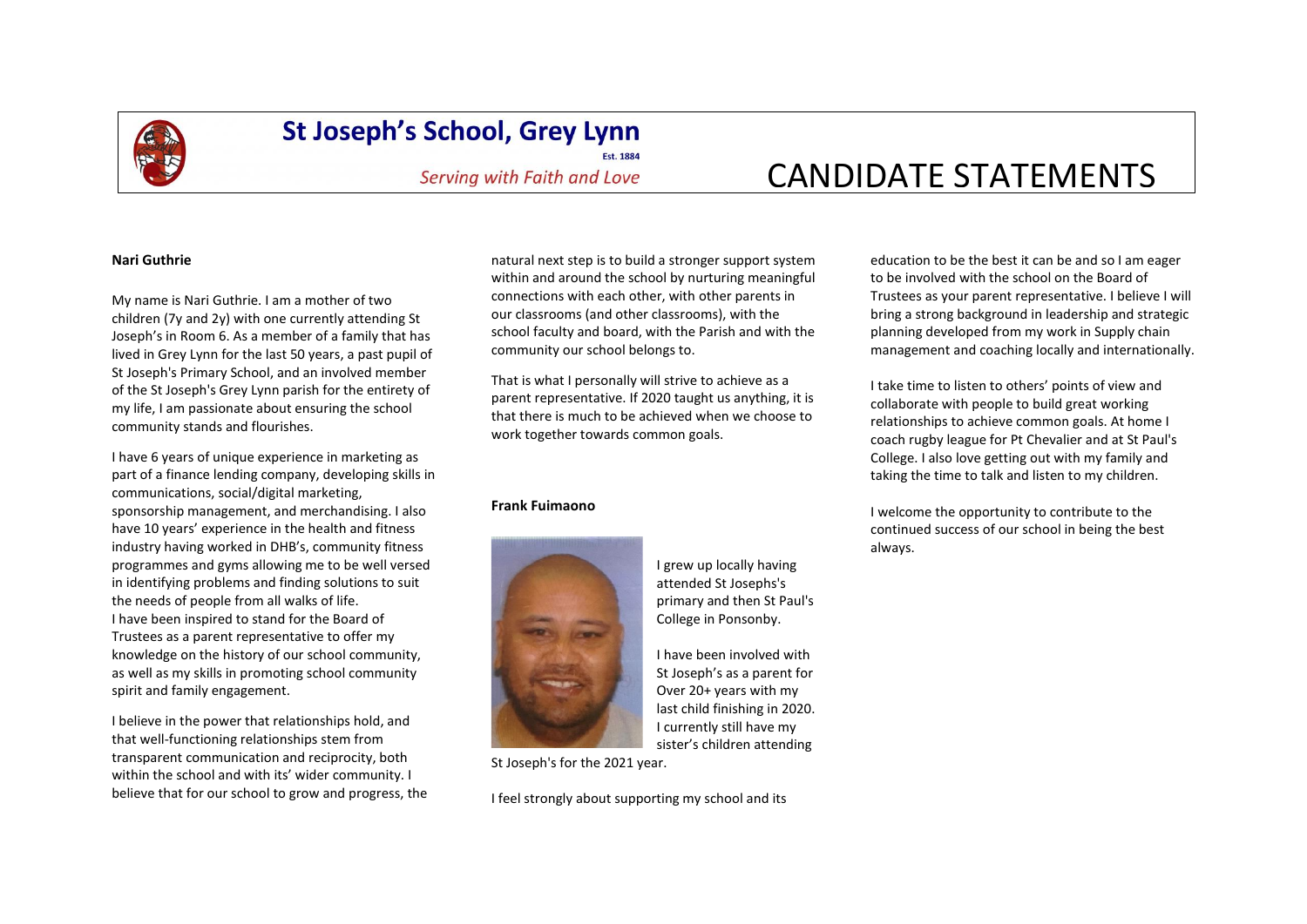# St Joseph's School, Grey Lynn

Est. 1884

*Serving with Faith and Love*

# CANDIDATE STATEMENTS

**Nari Guthrie**

My name is Nari Guthrie. I am a mother of two children (7y and 2y) with one currently attending St Joseph's in Room 6. As a member of a family that has lived in Grey Lynn for the last 50 years, a past pupil of St Joseph's Primary School, and an involved member of the St Joseph's Grey Lynn parish for the entirety of my life, I am passionate about ensuring the school community stands and flourishes.

I have 6 years of unique experience in marketing as part of a finance lending company, developing skills in communications, social/digital marketing, sponsorship management, and merchandising. I also have 10 years' experience in the health and fitness industry having worked in DHB's, community fitness programmes and gyms allowing me to be well versed in identifying problems and finding solutions to suit the needs of people from all walks of life.
I have been inspired to stand for the Board of Trustees as a parent representative to offer my knowledge on the history of our school community, as well as my skills in promoting school community spirit and family engagement.

I believe in the power that relationships hold, and that well-functioning relationships stem from transparent communication and reciprocity, both within the school and with its' wider community. I believe that for our school to grow and progress, the natural next step is to build a stronger support system within and around the school by nurturing meaningful connections with each other, with other parents in our classrooms (and other classrooms), with the school faculty and board, with the Parish and with the community our school belongs to.

That is what I personally will strive to achieve as a parent representative. If 2020 taught us anything, it is that there is much to be achieved when we choose to work together towards common goals.

**Frank Fuimaono**

I grew up locally having attended St Josephs's primary and then St Paul's College in Ponsonby.

I have been involved with St Joseph's as a parent for Over 20+ years with my last child finishing in 2020. I currently still have my sister's children attending St Joseph's for the 2021 year.

I feel strongly about supporting my school and its education to be the best it can be and so I am eager to be involved with the school on the Board of Trustees as your parent representative. I believe I will bring a strong background in leadership and strategic planning developed from my work in Supply chain management and coaching locally and internationally.

I take time to listen to others' points of view and collaborate with people to build great working relationships to achieve common goals. At home I coach rugby league for Pt Chevalier and at St Paul's College. I also love getting out with my family and taking the time to talk and listen to my children.

I welcome the opportunity to contribute to the continued success of our school in being the best always.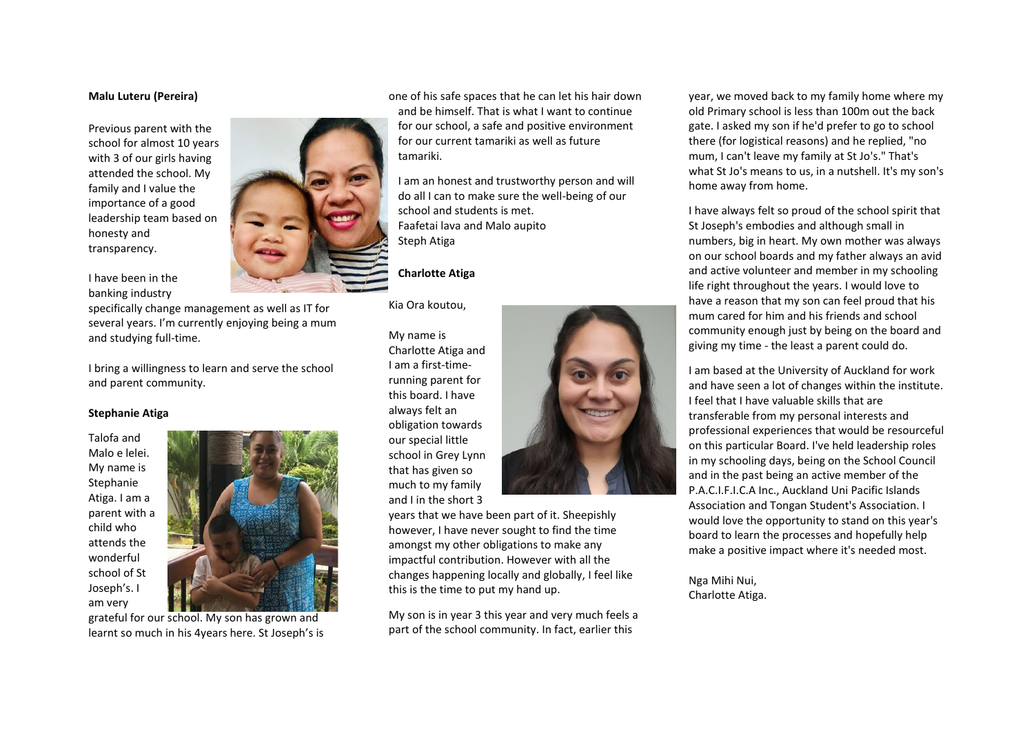**Malu Luteru (Pereira)**

Previous parent with the school for almost 10 years with 3 of our girls having attended the school. My family and I value the importance of a good leadership team based on honesty and transparency.

I have been in the banking industry specifically change management as well as IT for several years. I'm currently enjoying being a mum and studying full-time.

I bring a willingness to learn and serve the school and parent community.

**Stephanie Atiga**

Talofa and Malo e lelei. My name is Stephanie Atiga. I am a parent with a child who attends the wonderful school of St Joseph's. I am very grateful for our school. My son has grown and learnt so much in his 4years here. St Joseph's is one of his safe spaces that he can let his hair down and be himself. That is what I want to continue for our school, a safe and positive environment for our current tamariki as well as future tamariki.

I am an honest and trustworthy person and will do all I can to make sure the well-being of our school and students is met.
Faafetai lava and Malo aupito
Steph Atiga

**Charlotte Atiga**

Kia Ora koutou,

My name is Charlotte Atiga and I am a first-time-running parent for this board. I have always felt an obligation towards our special little school in Grey Lynn that has given so much to my family and I in the short 3 years that we have been part of it. Sheepishly however, I have never sought to find the time amongst my other obligations to make any impactful contribution. However with all the changes happening locally and globally, I feel like this is the time to put my hand up.

My son is in year 3 this year and very much feels a part of the school community. In fact, earlier this year, we moved back to my family home where my old Primary school is less than 100m out the back gate. I asked my son if he'd prefer to go to school there (for logistical reasons) and he replied, "no mum, I can't leave my family at St Jo's." That's what St Jo's means to us, in a nutshell. It's my son's home away from home.

I have always felt so proud of the school spirit that St Joseph's embodies and although small in numbers, big in heart. My own mother was always on our school boards and my father always an avid and active volunteer and member in my schooling life right throughout the years. I would love to have a reason that my son can feel proud that his mum cared for him and his friends and school community enough just by being on the board and giving my time - the least a parent could do.

I am based at the University of Auckland for work and have seen a lot of changes within the institute. I feel that I have valuable skills that are transferable from my personal interests and professional experiences that would be resourceful on this particular Board. I've held leadership roles in my schooling days, being on the School Council and in the past being an active member of the P.A.C.I.F.I.C.A Inc., Auckland Uni Pacific Islands Association and Tongan Student's Association. I would love the opportunity to stand on this year's board to learn the processes and hopefully help make a positive impact where it's needed most.

Nga Mihi Nui,
Charlotte Atiga.